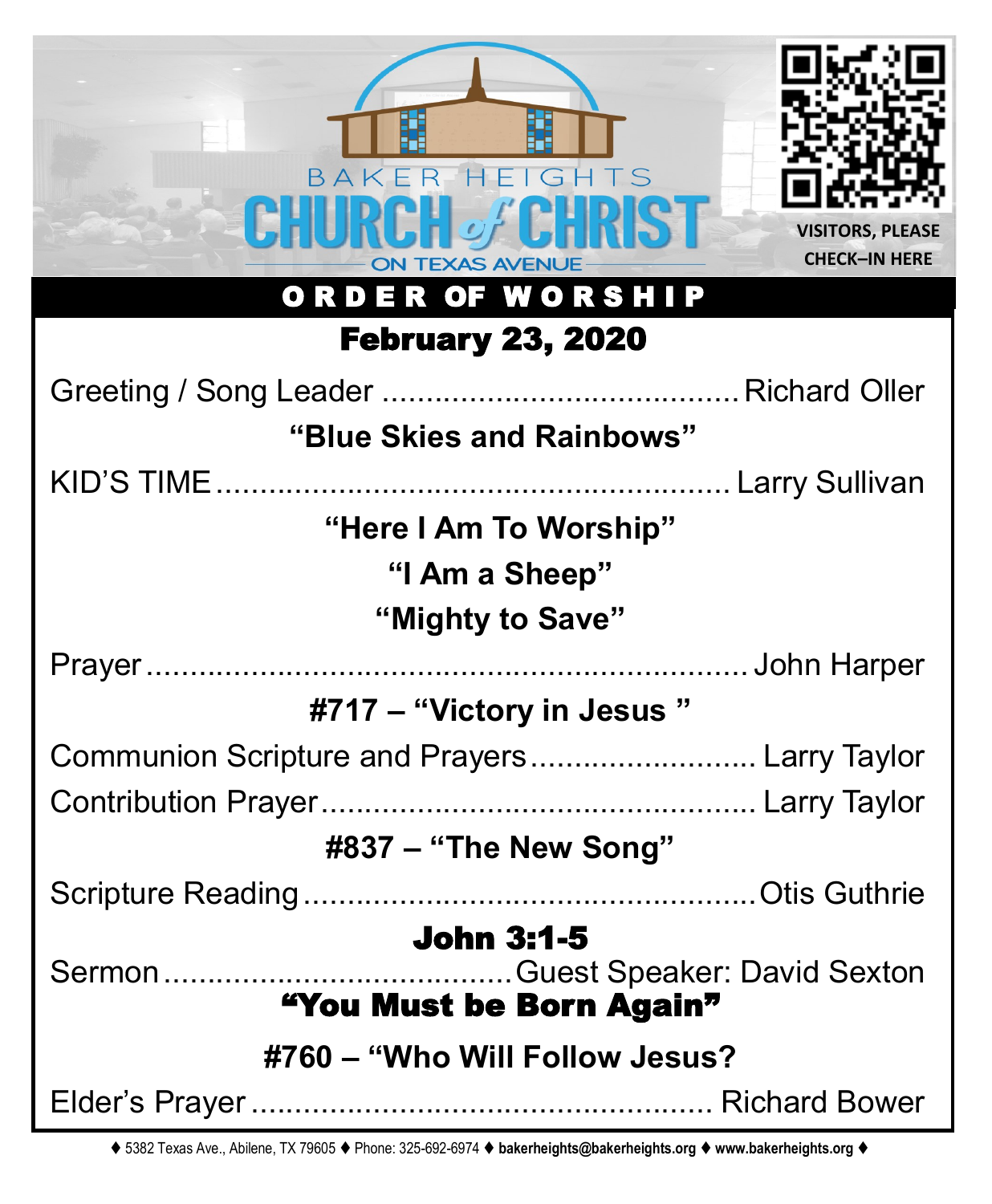BAKER HEIGHTS

# CHURCH of CHRIST

ON TEXAS AVENUE

VISITORS, PLEASE CHECK–IN HERE

## ORDER OF WORSHIP

## February 23, 2020

Greeting / Song Leader ........................................ Richard Oller

**"Blue Skies and Rainbows"**

KID'S TIME ........................................................ Larry Sullivan

**"Here I Am To Worship"**

**"I Am a Sheep"**

**"Mighty to Save"**

Prayer ................................................................ John Harper

**#717 – "Victory in Jesus "**

Communion Scripture and Prayers .......................... Larry Taylor

Contribution Prayer .................................................. Larry Taylor

**#837 – "The New Song"**

Scripture Reading .................................................. Otis Guthrie

**John 3:1-5**

Sermon ........................................ Guest Speaker: David Sexton

**"You Must be Born Again"**

**#760 – "Who Will Follow Jesus?**

Elder's Prayer ..................................................... Richard Bower

♦ 5382 Texas Ave., Abilene, TX 79605 ♦ Phone: 325-692-6974 ♦ **bakerheights@bakerheights.org** ♦ **www.bakerheights.org** ♦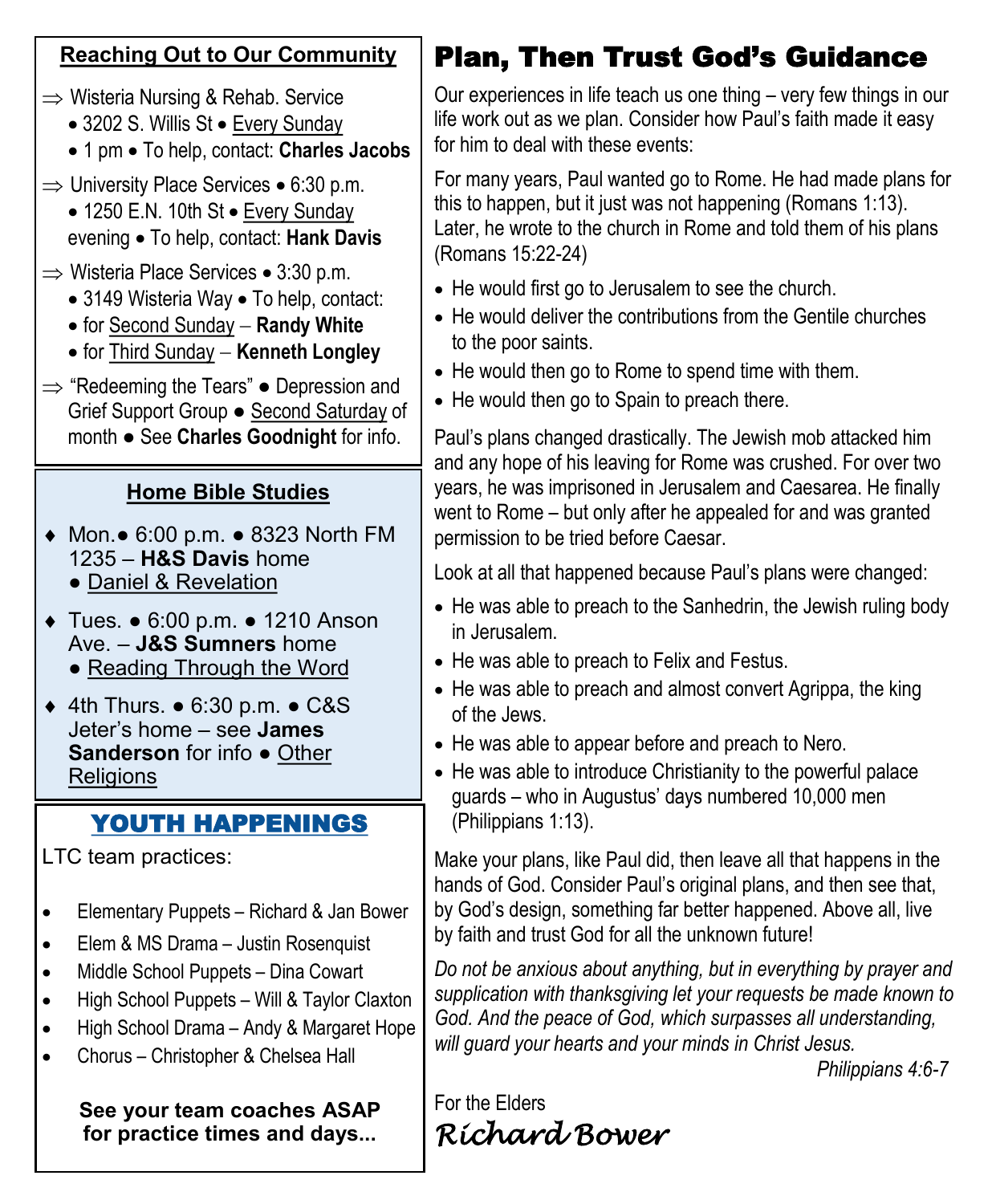## Reaching Out to Our Community

⇒ Wisteria Nursing & Rehab. Service
- 3202 S. Willis St • Every Sunday
- 1 pm • To help, contact: **Charles Jacobs**

⇒ University Place Services • 6:30 p.m.
- 1250 E.N. 10th St • Every Sunday evening • To help, contact: **Hank Davis**

⇒ Wisteria Place Services • 3:30 p.m.
- 3149 Wisteria Way • To help, contact:
- for Second Sunday – **Randy White**
- for Third Sunday – **Kenneth Longley**

⇒ "Redeeming the Tears" ● Depression and Grief Support Group ● Second Saturday of month ● See **Charles Goodnight** for info.

## Home Bible Studies

- Mon.● 6:00 p.m. ● 8323 North FM 1235 – **H&S Davis** home ● Daniel & Revelation
- Tues. ● 6:00 p.m. ● 1210 Anson Ave. – **J&S Sumners** home ● Reading Through the Word
- 4th Thurs. ● 6:30 p.m. ● C&S Jeter's home – see **James Sanderson** for info ● Other Religions

## YOUTH HAPPENINGS

LTC team practices:

- Elementary Puppets – Richard & Jan Bower
- Elem & MS Drama – Justin Rosenquist
- Middle School Puppets – Dina Cowart
- High School Puppets – Will & Taylor Claxton
- High School Drama – Andy & Margaret Hope
- Chorus – Christopher & Chelsea Hall

**See your team coaches ASAP for practice times and days...**

# Plan, Then Trust God's Guidance

Our experiences in life teach us one thing – very few things in our life work out as we plan. Consider how Paul's faith made it easy for him to deal with these events:

For many years, Paul wanted go to Rome. He had made plans for this to happen, but it just was not happening (Romans 1:13). Later, he wrote to the church in Rome and told them of his plans (Romans 15:22-24)

- He would first go to Jerusalem to see the church.
- He would deliver the contributions from the Gentile churches to the poor saints.
- He would then go to Rome to spend time with them.
- He would then go to Spain to preach there.

Paul's plans changed drastically. The Jewish mob attacked him and any hope of his leaving for Rome was crushed. For over two years, he was imprisoned in Jerusalem and Caesarea. He finally went to Rome – but only after he appealed for and was granted permission to be tried before Caesar.

Look at all that happened because Paul's plans were changed:

- He was able to preach to the Sanhedrin, the Jewish ruling body in Jerusalem.
- He was able to preach to Felix and Festus.
- He was able to preach and almost convert Agrippa, the king of the Jews.
- He was able to appear before and preach to Nero.
- He was able to introduce Christianity to the powerful palace guards – who in Augustus' days numbered 10,000 men (Philippians 1:13).

Make your plans, like Paul did, then leave all that happens in the hands of God. Consider Paul's original plans, and then see that, by God's design, something far better happened. Above all, live by faith and trust God for all the unknown future!

*Do not be anxious about anything, but in everything by prayer and supplication with thanksgiving let your requests be made known to God. And the peace of God, which surpasses all understanding, will guard your hearts and your minds in Christ Jesus.*

*Philippians 4:6-7*

For the Elders

*Richard Bower*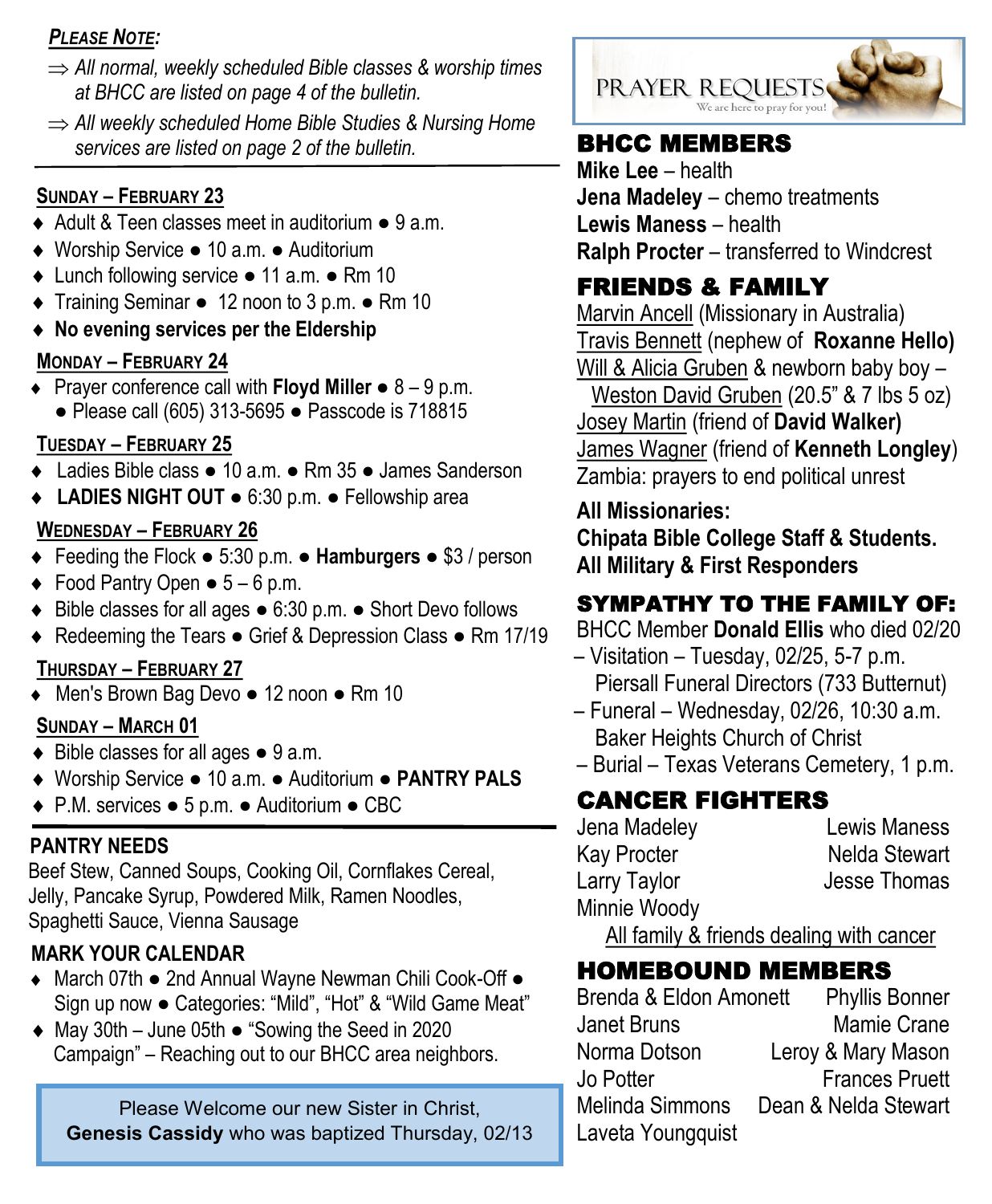***PLEASE NOTE:***

- ⇒ *All normal, weekly scheduled Bible classes & worship times at BHCC are listed on page 4 of the bulletin.*
- ⇒ *All weekly scheduled Home Bible Studies & Nursing Home services are listed on page 2 of the bulletin.*

**SUNDAY – FEBRUARY 23**

- Adult & Teen classes meet in auditorium ● 9 a.m.
- Worship Service ● 10 a.m. ● Auditorium
- Lunch following service ● 11 a.m. ● Rm 10
- Training Seminar ● 12 noon to 3 p.m. ● Rm 10
- **No evening services per the Eldership**

**MONDAY – FEBRUARY 24**

- Prayer conference call with **Floyd Miller** ● 8 – 9 p.m. ● Please call (605) 313-5695 ● Passcode is 718815

**TUESDAY – FEBRUARY 25**

- Ladies Bible class ● 10 a.m. ● Rm 35 ● James Sanderson
- **LADIES NIGHT OUT** ● 6:30 p.m. ● Fellowship area

**WEDNESDAY – FEBRUARY 26**

- Feeding the Flock ● 5:30 p.m. ● **Hamburgers** ● $3 / person
- Food Pantry Open ● 5 – 6 p.m.
- Bible classes for all ages ● 6:30 p.m. ● Short Devo follows
- Redeeming the Tears ● Grief & Depression Class ● Rm 17/19

**THURSDAY – FEBRUARY 27**

- Men's Brown Bag Devo ● 12 noon ● Rm 10

**SUNDAY – MARCH 01**

- Bible classes for all ages ● 9 a.m.
- Worship Service ● 10 a.m. ● Auditorium ● **PANTRY PALS**
- P.M. services ● 5 p.m. ● Auditorium ● CBC

**PANTRY NEEDS**

Beef Stew, Canned Soups, Cooking Oil, Cornflakes Cereal, Jelly, Pancake Syrup, Powdered Milk, Ramen Noodles, Spaghetti Sauce, Vienna Sausage

**MARK YOUR CALENDAR**

- March 07th ● 2nd Annual Wayne Newman Chili Cook-Off ● Sign up now ● Categories: "Mild", "Hot" & "Wild Game Meat"
- May 30th – June 05th ● "Sowing the Seed in 2020 Campaign" – Reaching out to our BHCC area neighbors.

Please Welcome our new Sister in Christ,
**Genesis Cassidy** who was baptized Thursday, 02/13

## PRAYER REQUESTS

We are here to pray for you!

## BHCC MEMBERS

**Mike Lee** – health
**Jena Madeley** – chemo treatments
**Lewis Maness** – health
**Ralph Procter** – transferred to Windcrest

## FRIENDS & FAMILY

Marvin Ancell (Missionary in Australia)
Travis Bennett (nephew of **Roxanne Hello)**
Will & Alicia Gruben & newborn baby boy – Weston David Gruben (20.5" & 7 lbs 5 oz)
Josey Martin (friend of **David Walker)**
James Wagner (friend of **Kenneth Longley**)
Zambia: prayers to end political unrest

**All Missionaries:**
**Chipata Bible College Staff & Students.**
**All Military & First Responders**

## SYMPATHY TO THE FAMILY OF:

BHCC Member **Donald Ellis** who died 02/20
– Visitation – Tuesday, 02/25, 5-7 p.m. Piersall Funeral Directors (733 Butternut)
– Funeral – Wednesday, 02/26, 10:30 a.m. Baker Heights Church of Christ
– Burial – Texas Veterans Cemetery, 1 p.m.

## CANCER FIGHTERS

Jena Madeley
Lewis Maness
Kay Procter
Nelda Stewart
Larry Taylor
Jesse Thomas
Minnie Woody

All family & friends dealing with cancer

## HOMEBOUND MEMBERS

Brenda & Eldon Amonett
Phyllis Bonner
Janet Bruns
Mamie Crane
Norma Dotson
Leroy & Mary Mason
Jo Potter
Frances Pruett
Melinda Simmons
Dean & Nelda Stewart
Laveta Youngquist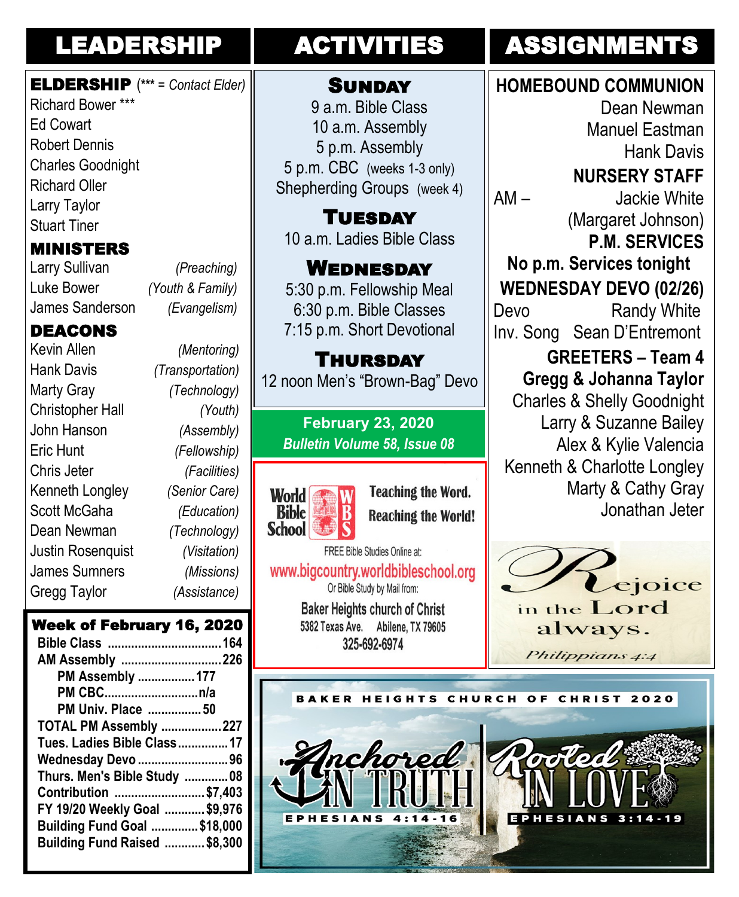# LEADERSHIP

## ELDERSHIP (*** = Contact Elder)

Richard Bower ***
Ed Cowart
Robert Dennis
Charles Goodnight
Richard Oller
Larry Taylor
Stuart Tiner

## MINISTERS

Larry Sullivan *(Preaching)*
Luke Bower *(Youth & Family)*
James Sanderson *(Evangelism)*

## DEACONS

Kevin Allen *(Mentoring)*
Hank Davis *(Transportation)*
Marty Gray *(Technology)*
Christopher Hall *(Youth)*
John Hanson *(Assembly)*
Eric Hunt *(Fellowship)*
Chris Jeter *(Facilities)*
Kenneth Longley *(Senior Care)*
Scott McGaha *(Education)*
Dean Newman *(Technology)*
Justin Rosenquist *(Visitation)*
James Sumners *(Missions)*
Gregg Taylor *(Assistance)*

## Week of February 16, 2020

| | |
|---|---|
| Bible Class | 164 |
| AM Assembly | 226 |
| PM Assembly | 177 |
| PM CBC | n/a |
| PM Univ. Place | 50 |
| TOTAL PM Assembly | 227 |
| Tues. Ladies Bible Class | 17 |
| Wednesday Devo | 96 |
| Thurs. Men's Bible Study | 08 |
| Contribution | $7,403 |
| FY 19/20 Weekly Goal | $9,976 |
| Building Fund Goal | $18,000 |
| Building Fund Raised | $8,300 |

# ACTIVITIES

## Sunday

9 a.m. Bible Class
10 a.m. Assembly
5 p.m. Assembly
5 p.m. CBC (weeks 1-3 only)
Shepherding Groups (week 4)

## Tuesday

10 a.m. Ladies Bible Class

## Wednesday

5:30 p.m. Fellowship Meal
6:30 p.m. Bible Classes
7:15 p.m. Short Devotional

## Thursday

12 noon Men's "Brown-Bag" Devo

**February 23, 2020**
***Bulletin Volume 58, Issue 08***

World Bible School — Teaching the Word. Reaching the World!

FREE Bible Studies Online at:
www.bigcountry.worldbibleschool.org
Or Bible Study by Mail from:
Baker Heights church of Christ
5382 Texas Ave. Abilene, TX 79605
325-692-6974

# ASSIGNMENTS

## HOMEBOUND COMMUNION

Dean Newman
Manuel Eastman
Hank Davis

## NURSERY STAFF

AM – Jackie White
(Margaret Johnson)

## P.M. SERVICES

No p.m. Services tonight

## WEDNESDAY DEVO (02/26)

Devo — Randy White
Inv. Song — Sean D'Entremont

## GREETERS – Team 4

**Gregg & Johanna Taylor**
Charles & Shelly Goodnight
Larry & Suzanne Bailey
Alex & Kylie Valencia
Kenneth & Charlotte Longley
Marty & Cathy Gray
Jonathan Jeter

Rejoice in the Lord always. Philippians 4:4

BAKER HEIGHTS CHURCH OF CHRIST 2020

Anchored IN TRUTH — EPHESIANS 4:14-16
Rooted IN LOVE — EPHESIANS 3:14-19